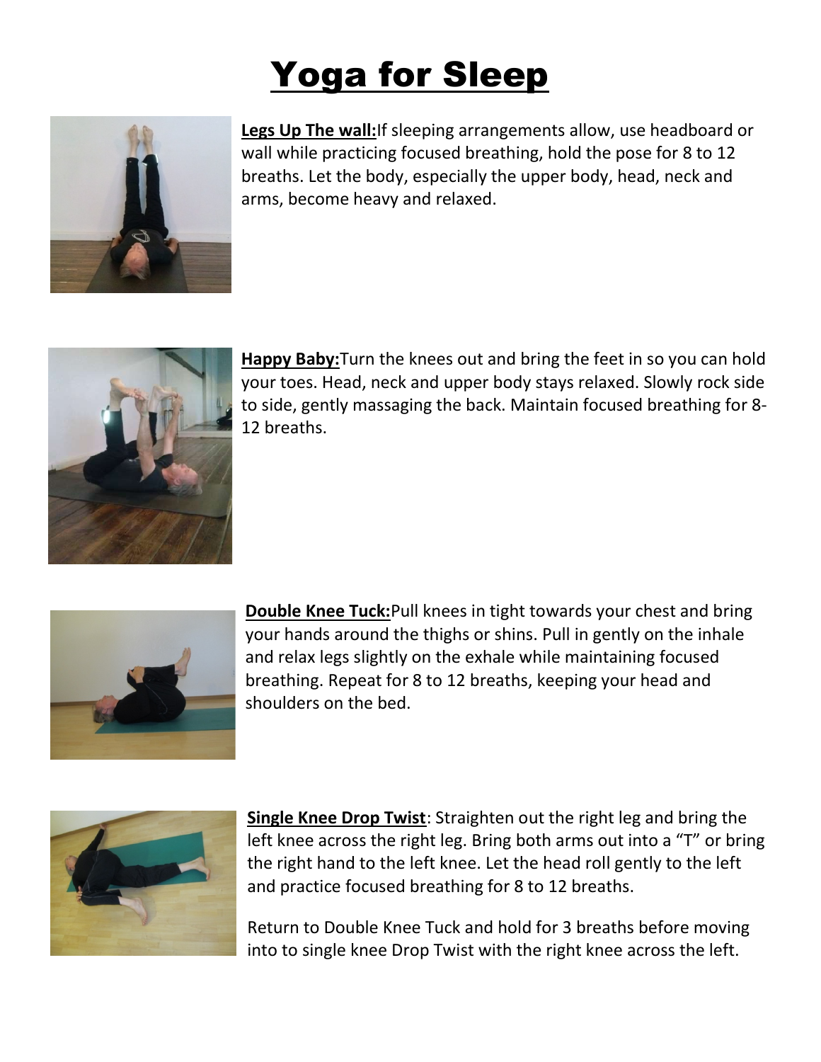# Yoga for Sleep

**Legs Up The wall:** If sleeping arrangements allow, use headboard or wall while practicing focused breathing, hold the pose for 8 to 12 breaths. Let the body, especially the upper body, head, neck and arms, become heavy and relaxed.

**Happy Baby:** Turn the knees out and bring the feet in so you can hold your toes. Head, neck and upper body stays relaxed. Slowly rock side to side, gently massaging the back. Maintain focused breathing for 8-12 breaths.

**Double Knee Tuck:** Pull knees in tight towards your chest and bring your hands around the thighs or shins. Pull in gently on the inhale and relax legs slightly on the exhale while maintaining focused breathing. Repeat for 8 to 12 breaths, keeping your head and shoulders on the bed.

**Single Knee Drop Twist**: Straighten out the right leg and bring the left knee across the right leg. Bring both arms out into a "T" or bring the right hand to the left knee. Let the head roll gently to the left and practice focused breathing for 8 to 12 breaths.

Return to Double Knee Tuck and hold for 3 breaths before moving into to single knee Drop Twist with the right knee across the left.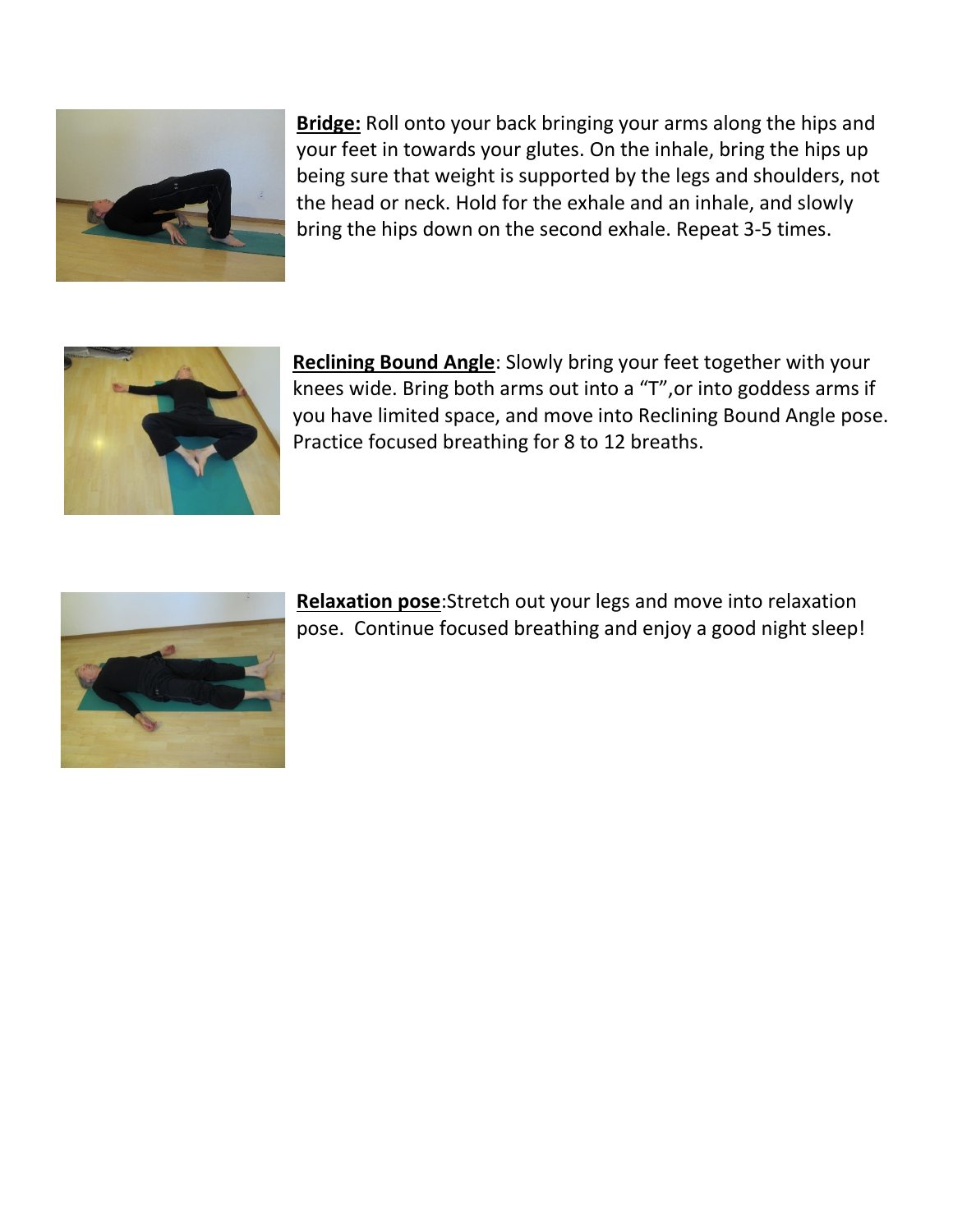**<u>Bridge:</u>** Roll onto your back bringing your arms along the hips and your feet in towards your glutes. On the inhale, bring the hips up being sure that weight is supported by the legs and shoulders, not the head or neck. Hold for the exhale and an inhale, and slowly bring the hips down on the second exhale. Repeat 3-5 times.

**<u>Reclining Bound Angle</u>**: Slowly bring your feet together with your knees wide. Bring both arms out into a "T",or into goddess arms if you have limited space, and move into Reclining Bound Angle pose. Practice focused breathing for 8 to 12 breaths.

**<u>Relaxation pose</u>**:Stretch out your legs and move into relaxation pose. Continue focused breathing and enjoy a good night sleep!